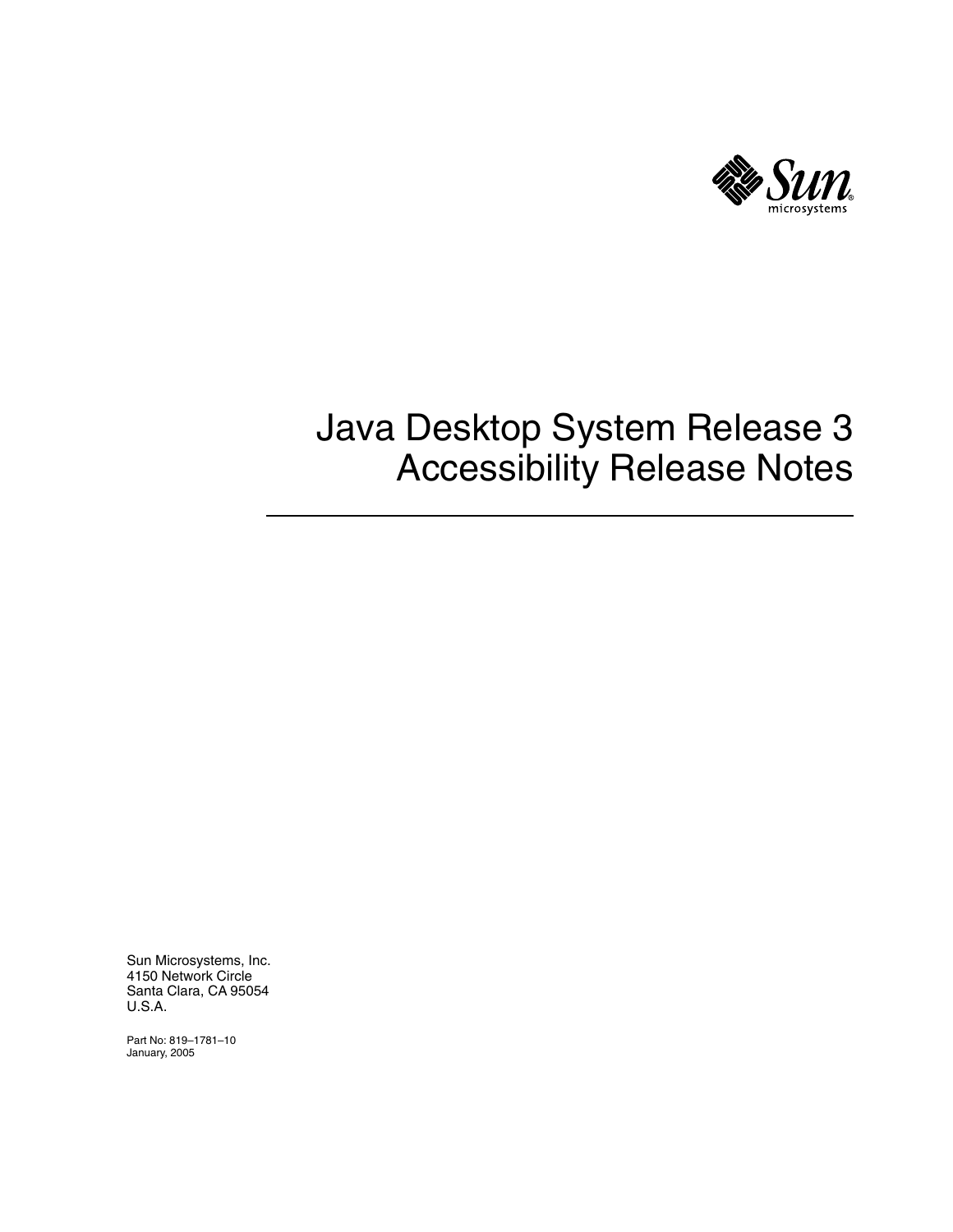# Java Desktop System Release 3 Accessibility Release Notes

Sun Microsystems, Inc.
4150 Network Circle
Santa Clara, CA 95054
U.S.A.

Part No: 819–1781–10
January, 2005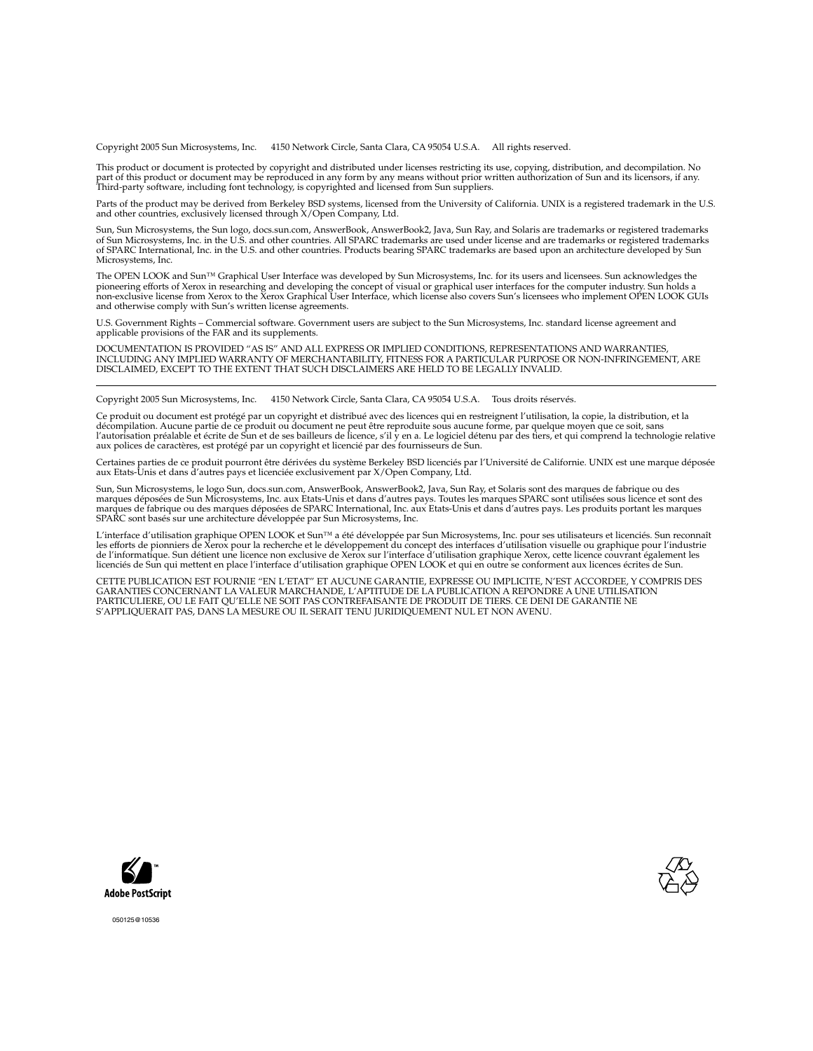Copyright 2005 Sun Microsystems, Inc. 4150 Network Circle, Santa Clara, CA 95054 U.S.A. All rights reserved.

This product or document is protected by copyright and distributed under licenses restricting its use, copying, distribution, and decompilation. No part of this product or document may be reproduced in any form by any means without prior written authorization of Sun and its licensors, if any. Third-party software, including font technology, is copyrighted and licensed from Sun suppliers.

Parts of the product may be derived from Berkeley BSD systems, licensed from the University of California. UNIX is a registered trademark in the U.S. and other countries, exclusively licensed through X/Open Company, Ltd.

Sun, Sun Microsystems, the Sun logo, docs.sun.com, AnswerBook, AnswerBook2, Java, Sun Ray, and Solaris are trademarks or registered trademarks of Sun Microsystems, Inc. in the U.S. and other countries. All SPARC trademarks are used under license and are trademarks or registered trademarks of SPARC International, Inc. in the U.S. and other countries. Products bearing SPARC trademarks are based upon an architecture developed by Sun Microsystems, Inc.

The OPEN LOOK and Sun™ Graphical User Interface was developed by Sun Microsystems, Inc. for its users and licensees. Sun acknowledges the pioneering efforts of Xerox in researching and developing the concept of visual or graphical user interfaces for the computer industry. Sun holds a non-exclusive license from Xerox to the Xerox Graphical User Interface, which license also covers Sun's licensees who implement OPEN LOOK GUIs and otherwise comply with Sun's written license agreements.

U.S. Government Rights – Commercial software. Government users are subject to the Sun Microsystems, Inc. standard license agreement and applicable provisions of the FAR and its supplements.

DOCUMENTATION IS PROVIDED "AS IS" AND ALL EXPRESS OR IMPLIED CONDITIONS, REPRESENTATIONS AND WARRANTIES, INCLUDING ANY IMPLIED WARRANTY OF MERCHANTABILITY, FITNESS FOR A PARTICULAR PURPOSE OR NON-INFRINGEMENT, ARE DISCLAIMED, EXCEPT TO THE EXTENT THAT SUCH DISCLAIMERS ARE HELD TO BE LEGALLY INVALID.

---

Copyright 2005 Sun Microsystems, Inc. 4150 Network Circle, Santa Clara, CA 95054 U.S.A. Tous droits réservés.

Ce produit ou document est protégé par un copyright et distribué avec des licences qui en restreignent l'utilisation, la copie, la distribution, et la décompilation. Aucune partie de ce produit ou document ne peut être reproduite sous aucune forme, par quelque moyen que ce soit, sans l'autorisation préalable et écrite de Sun et de ses bailleurs de licence, s'il y en a. Le logiciel détenu par des tiers, et qui comprend la technologie relative aux polices de caractères, est protégé par un copyright et licencié par des fournisseurs de Sun.

Certaines parties de ce produit pourront être dérivées du système Berkeley BSD licenciés par l'Université de Californie. UNIX est une marque déposée aux Etats-Unis et dans d'autres pays et licenciée exclusivement par X/Open Company, Ltd.

Sun, Sun Microsystems, le logo Sun, docs.sun.com, AnswerBook, AnswerBook2, Java, Sun Ray, et Solaris sont des marques de fabrique ou des marques déposées de Sun Microsystems, Inc. aux Etats-Unis et dans d'autres pays. Toutes les marques SPARC sont utilisées sous licence et sont des marques de fabrique ou des marques déposées de SPARC International, Inc. aux Etats-Unis et dans d'autres pays. Les produits portant les marques SPARC sont basés sur une architecture développée par Sun Microsystems, Inc.

L'interface d'utilisation graphique OPEN LOOK et Sun™ a été développée par Sun Microsystems, Inc. pour ses utilisateurs et licenciés. Sun reconnaît les efforts de pionniers de Xerox pour la recherche et le développement du concept des interfaces d'utilisation visuelle ou graphique pour l'industrie de l'informatique. Sun détient une licence non exclusive de Xerox sur l'interface d'utilisation graphique Xerox, cette licence couvrant également les licenciés de Sun qui mettent en place l'interface d'utilisation graphique OPEN LOOK et qui en outre se conforment aux licences écrites de Sun.

CETTE PUBLICATION EST FOURNIE "EN L'ETAT" ET AUCUNE GARANTIE, EXPRESSE OU IMPLICITE, N'EST ACCORDEE, Y COMPRIS DES GARANTIES CONCERNANT LA VALEUR MARCHANDE, L'APTITUDE DE LA PUBLICATION A REPONDRE A UNE UTILISATION PARTICULIERE, OU LE FAIT QU'ELLE NE SOIT PAS CONTREFAISANTE DE PRODUIT DE TIERS. CE DENI DE GARANTIE NE S'APPLIQUERAIT PAS, DANS LA MESURE OU IL SERAIT TENU JURIDIQUEMENT NUL ET NON AVENU.

Adobe PostScript

050125@10536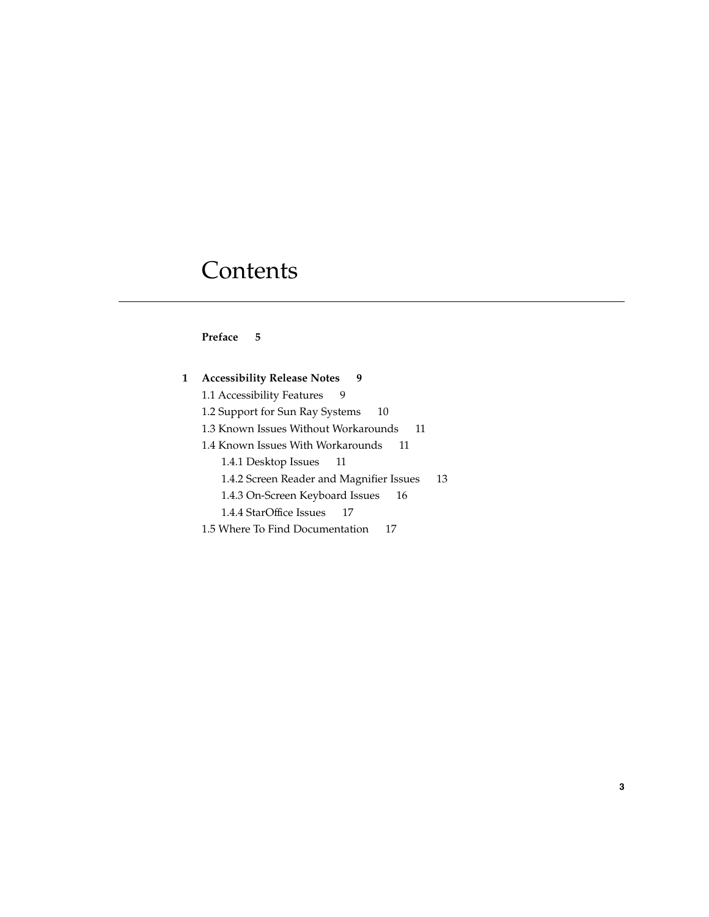# Contents

**Preface 5**

**1 Accessibility Release Notes 9**

- 1.1 Accessibility Features 9
- 1.2 Support for Sun Ray Systems 10
- 1.3 Known Issues Without Workarounds 11
- 1.4 Known Issues With Workarounds 11
  - 1.4.1 Desktop Issues 11
  - 1.4.2 Screen Reader and Magnifier Issues 13
  - 1.4.3 On-Screen Keyboard Issues 16
  - 1.4.4 StarOffice Issues 17
- 1.5 Where To Find Documentation 17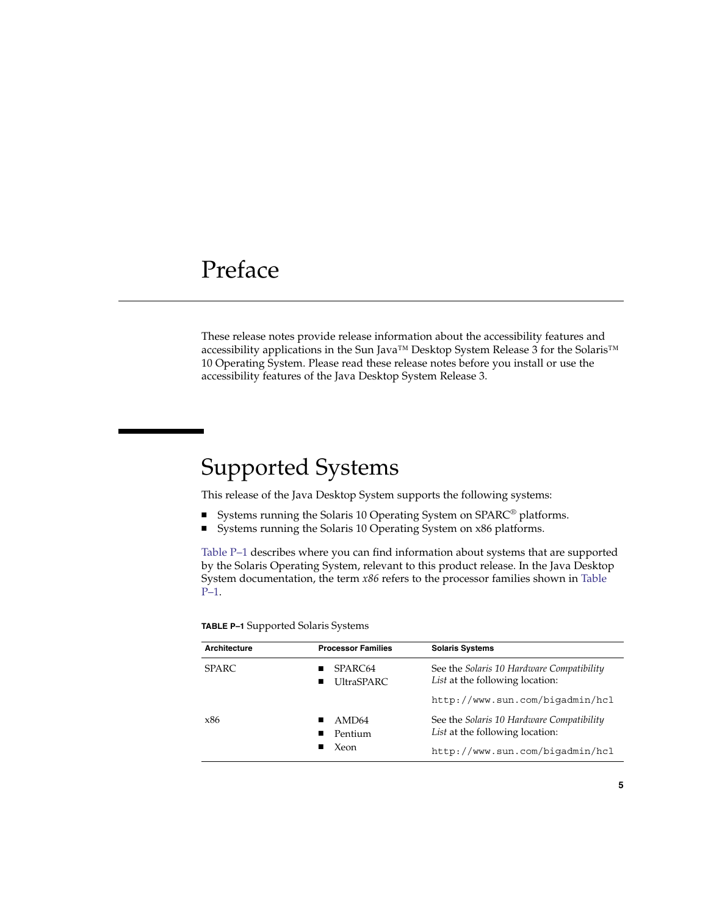# Preface

These release notes provide release information about the accessibility features and accessibility applications in the Sun Java™ Desktop System Release 3 for the Solaris™ 10 Operating System. Please read these release notes before you install or use the accessibility features of the Java Desktop System Release 3.

## Supported Systems

This release of the Java Desktop System supports the following systems:

- Systems running the Solaris 10 Operating System on SPARC® platforms.
- Systems running the Solaris 10 Operating System on x86 platforms.

Table P–1 describes where you can find information about systems that are supported by the Solaris Operating System, relevant to this product release. In the Java Desktop System documentation, the term *x86* refers to the processor families shown in Table P–1.

**TABLE P–1** Supported Solaris Systems

| Architecture | Processor Families | Solaris Systems |
| --- | --- | --- |
| SPARC | ■ SPARC64<br>■ UltraSPARC | See the *Solaris 10 Hardware Compatibility List* at the following location:<br>`http://www.sun.com/bigadmin/hcl` |
| x86 | ■ AMD64<br>■ Pentium<br>■ Xeon | See the *Solaris 10 Hardware Compatibility List* at the following location:<br>`http://www.sun.com/bigadmin/hcl` |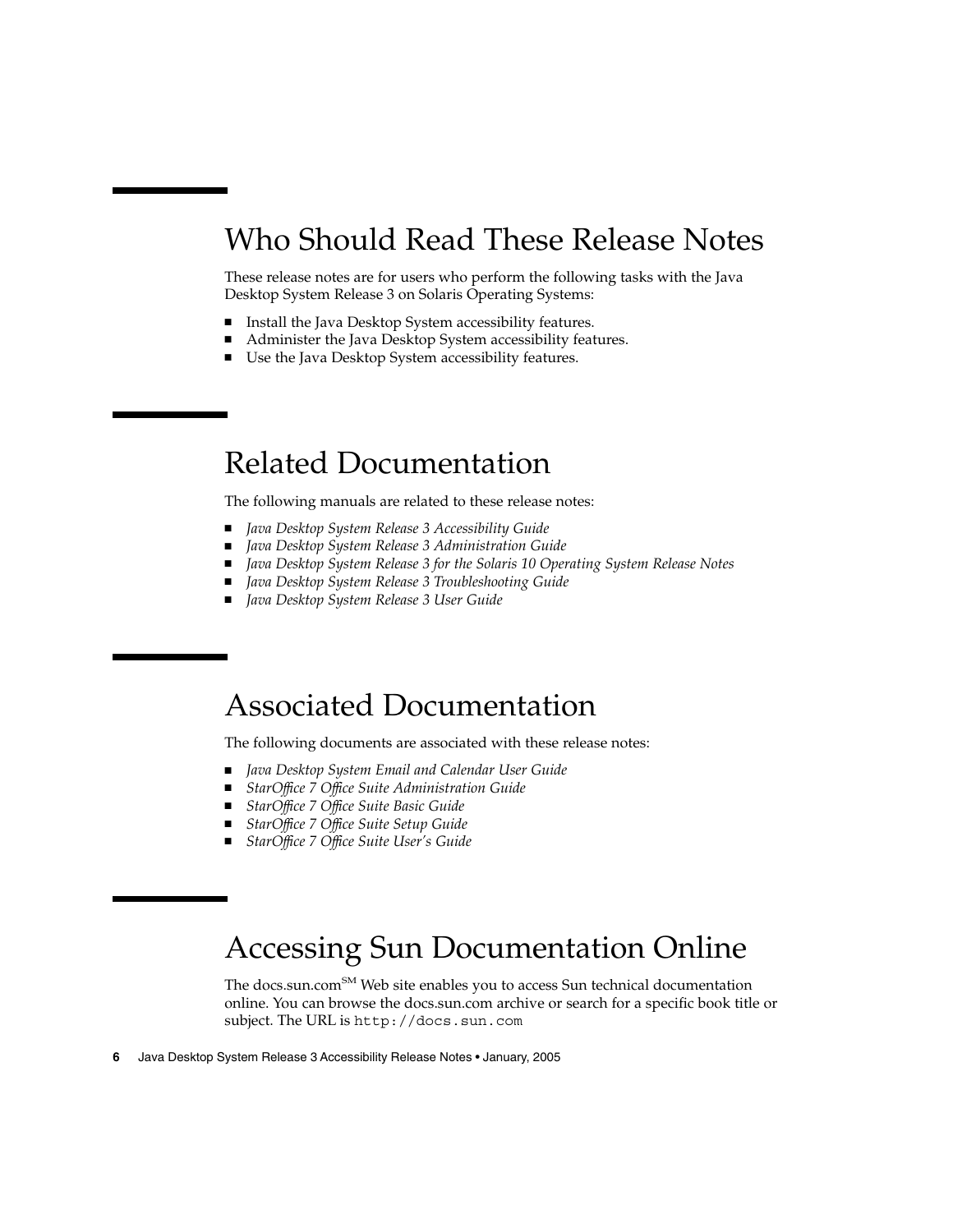## Who Should Read These Release Notes

These release notes are for users who perform the following tasks with the Java Desktop System Release 3 on Solaris Operating Systems:

- Install the Java Desktop System accessibility features.
- Administer the Java Desktop System accessibility features.
- Use the Java Desktop System accessibility features.

## Related Documentation

The following manuals are related to these release notes:

- *Java Desktop System Release 3 Accessibility Guide*
- *Java Desktop System Release 3 Administration Guide*
- *Java Desktop System Release 3 for the Solaris 10 Operating System Release Notes*
- *Java Desktop System Release 3 Troubleshooting Guide*
- *Java Desktop System Release 3 User Guide*

## Associated Documentation

The following documents are associated with these release notes:

- *Java Desktop System Email and Calendar User Guide*
- *StarOffice 7 Office Suite Administration Guide*
- *StarOffice 7 Office Suite Basic Guide*
- *StarOffice 7 Office Suite Setup Guide*
- *StarOffice 7 Office Suite User's Guide*

## Accessing Sun Documentation Online

The docs.sun.com[SM] Web site enables you to access Sun technical documentation online. You can browse the docs.sun.com archive or search for a specific book title or subject. The URL is `http://docs.sun.com`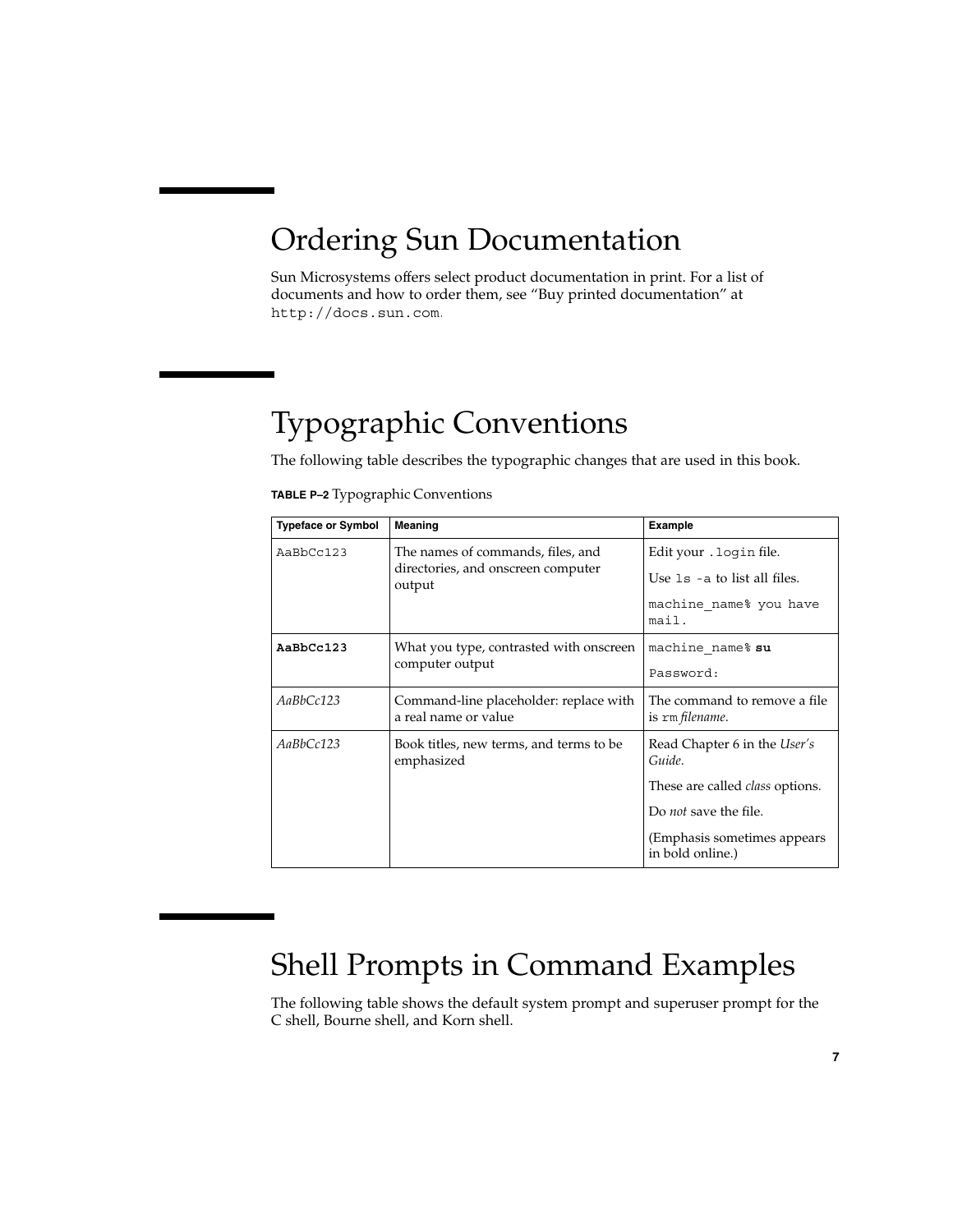## Ordering Sun Documentation

Sun Microsystems offers select product documentation in print. For a list of documents and how to order them, see "Buy printed documentation" at `http://docs.sun.com`.

## Typographic Conventions

The following table describes the typographic changes that are used in this book.

**TABLE P–2** Typographic Conventions

| Typeface or Symbol | Meaning | Example |
| --- | --- | --- |
| `AaBbCc123` | The names of commands, files, and directories, and onscreen computer output | Edit your `.login` file.<br>Use `ls -a` to list all files.<br>`machine_name% you have mail.` |
| **`AaBbCc123`** | What you type, contrasted with onscreen computer output | `machine_name%` **`su`**<br>`Password:` |
| *AaBbCc123* | Command-line placeholder: replace with a real name or value | The command to remove a file is `rm` *filename*. |
| *AaBbCc123* | Book titles, new terms, and terms to be emphasized | Read Chapter 6 in the *User's Guide*.<br>These are called *class* options.<br>Do *not* save the file.<br>(Emphasis sometimes appears in bold online.) |

## Shell Prompts in Command Examples

The following table shows the default system prompt and superuser prompt for the C shell, Bourne shell, and Korn shell.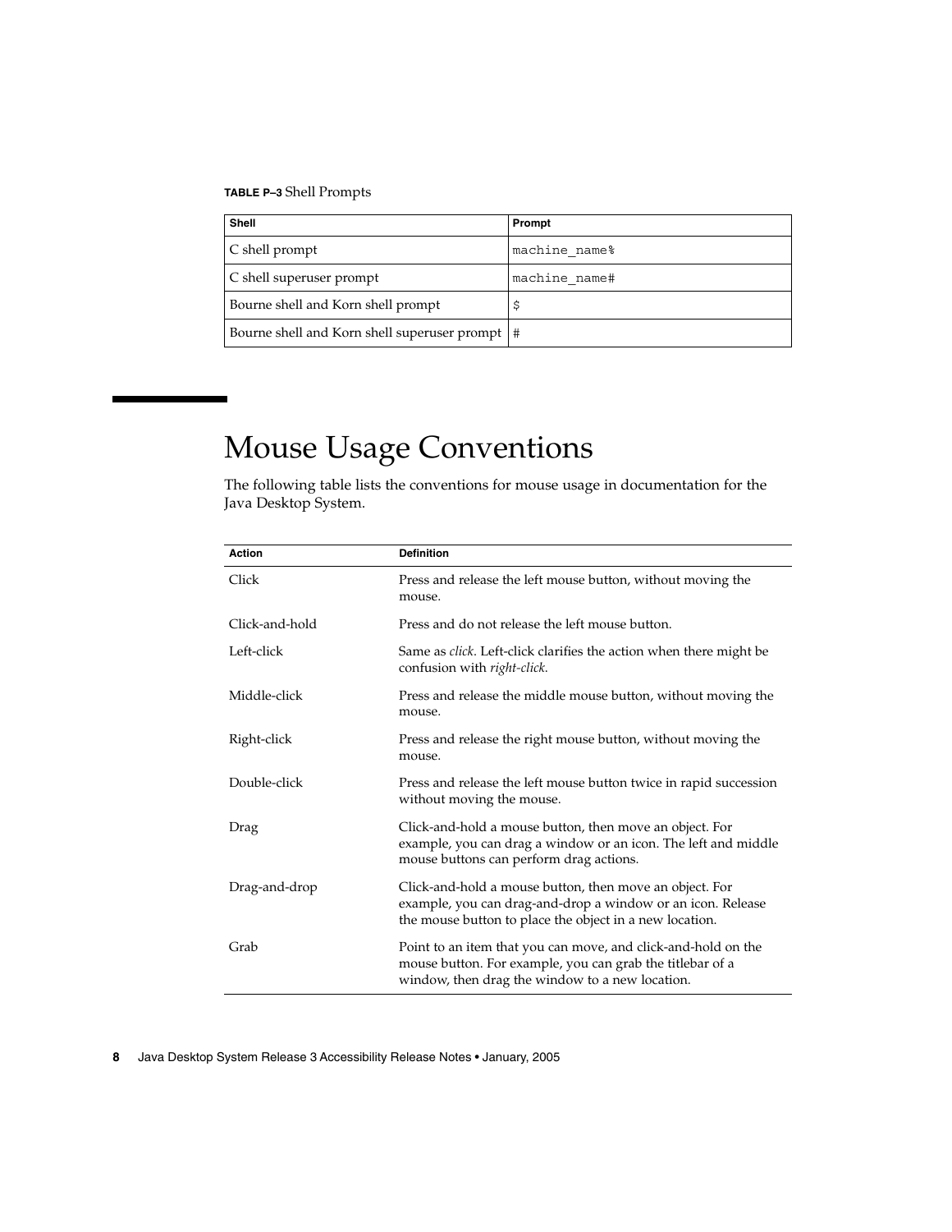**TABLE P–3** Shell Prompts

| Shell | Prompt |
| --- | --- |
| C shell prompt | `machine_name%` |
| C shell superuser prompt | `machine_name#` |
| Bourne shell and Korn shell prompt | `$` |
| Bourne shell and Korn shell superuser prompt | `#` |

## Mouse Usage Conventions

The following table lists the conventions for mouse usage in documentation for the Java Desktop System.

| Action | Definition |
| --- | --- |
| Click | Press and release the left mouse button, without moving the mouse. |
| Click-and-hold | Press and do not release the left mouse button. |
| Left-click | Same as *click*. Left-click clarifies the action when there might be confusion with *right-click*. |
| Middle-click | Press and release the middle mouse button, without moving the mouse. |
| Right-click | Press and release the right mouse button, without moving the mouse. |
| Double-click | Press and release the left mouse button twice in rapid succession without moving the mouse. |
| Drag | Click-and-hold a mouse button, then move an object. For example, you can drag a window or an icon. The left and middle mouse buttons can perform drag actions. |
| Drag-and-drop | Click-and-hold a mouse button, then move an object. For example, you can drag-and-drop a window or an icon. Release the mouse button to place the object in a new location. |
| Grab | Point to an item that you can move, and click-and-hold on the mouse button. For example, you can grab the titlebar of a window, then drag the window to a new location. |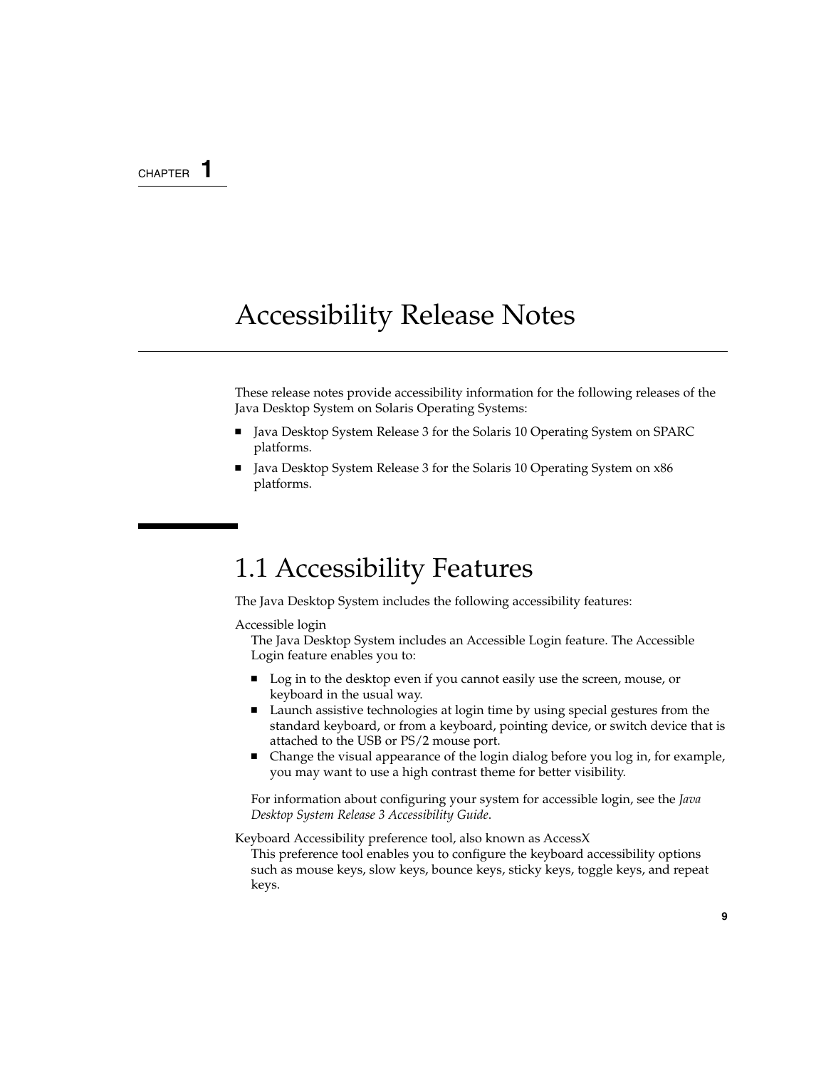CHAPTER 1

# Accessibility Release Notes

These release notes provide accessibility information for the following releases of the Java Desktop System on Solaris Operating Systems:

- Java Desktop System Release 3 for the Solaris 10 Operating System on SPARC platforms.
- Java Desktop System Release 3 for the Solaris 10 Operating System on x86 platforms.

## 1.1 Accessibility Features

The Java Desktop System includes the following accessibility features:

Accessible login

The Java Desktop System includes an Accessible Login feature. The Accessible Login feature enables you to:

- Log in to the desktop even if you cannot easily use the screen, mouse, or keyboard in the usual way.
- Launch assistive technologies at login time by using special gestures from the standard keyboard, or from a keyboard, pointing device, or switch device that is attached to the USB or PS/2 mouse port.
- Change the visual appearance of the login dialog before you log in, for example, you may want to use a high contrast theme for better visibility.

For information about configuring your system for accessible login, see the *Java Desktop System Release 3 Accessibility Guide*.

Keyboard Accessibility preference tool, also known as AccessX

This preference tool enables you to configure the keyboard accessibility options such as mouse keys, slow keys, bounce keys, sticky keys, toggle keys, and repeat keys.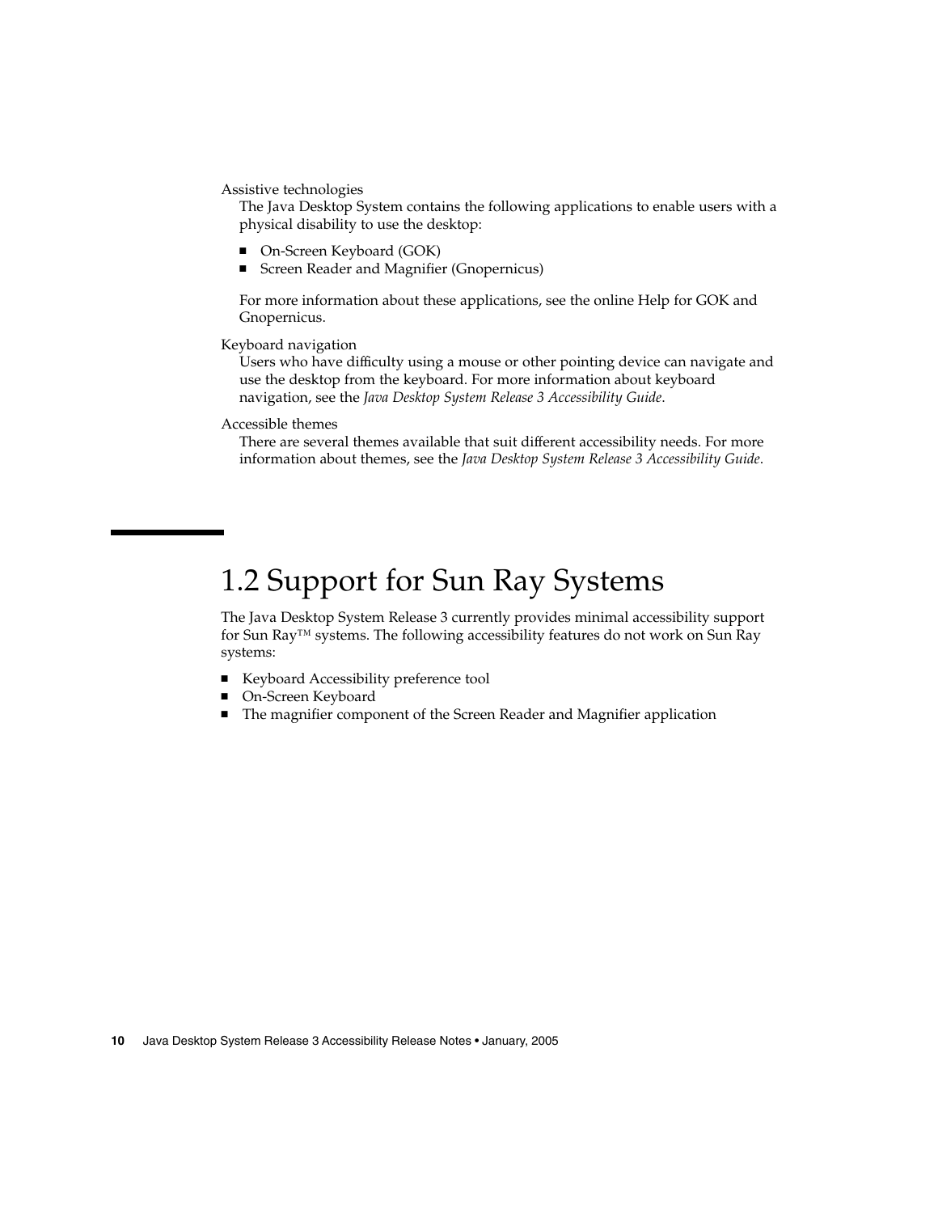Assistive technologies
: The Java Desktop System contains the following applications to enable users with a physical disability to use the desktop:

- On-Screen Keyboard (GOK)
- Screen Reader and Magnifier (Gnopernicus)

For more information about these applications, see the online Help for GOK and Gnopernicus.

Keyboard navigation
: Users who have difficulty using a mouse or other pointing device can navigate and use the desktop from the keyboard. For more information about keyboard navigation, see the *Java Desktop System Release 3 Accessibility Guide*.

Accessible themes
: There are several themes available that suit different accessibility needs. For more information about themes, see the *Java Desktop System Release 3 Accessibility Guide*.

## 1.2 Support for Sun Ray Systems

The Java Desktop System Release 3 currently provides minimal accessibility support for Sun Ray™ systems. The following accessibility features do not work on Sun Ray systems:

- Keyboard Accessibility preference tool
- On-Screen Keyboard
- The magnifier component of the Screen Reader and Magnifier application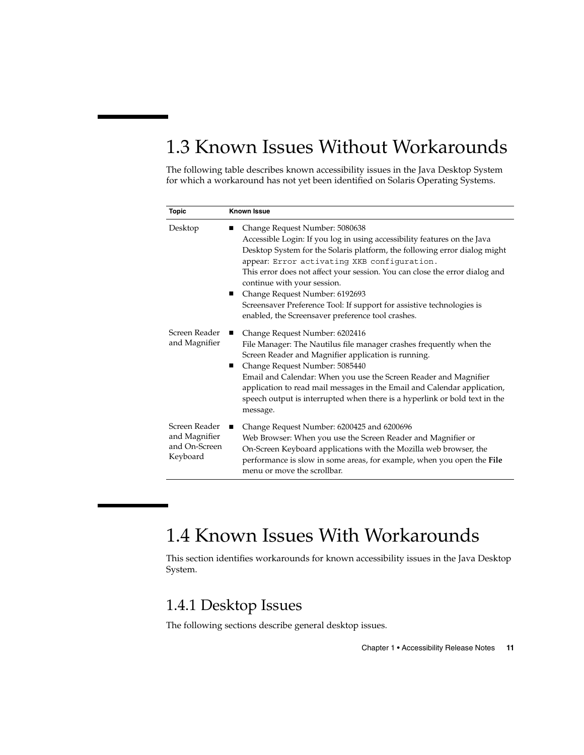## 1.3 Known Issues Without Workarounds

The following table describes known accessibility issues in the Java Desktop System for which a workaround has not yet been identified on Solaris Operating Systems.

| Topic | Known Issue |
| --- | --- |
| Desktop | ■ Change Request Number: 5080638<br>Accessible Login: If you log in using accessibility features on the Java Desktop System for the Solaris platform, the following error dialog might appear: `Error activating XKB configuration.`<br>This error does not affect your session. You can close the error dialog and continue with your session.<br>■ Change Request Number: 6192693<br>Screensaver Preference Tool: If support for assistive technologies is enabled, the Screensaver preference tool crashes. |
| Screen Reader and Magnifier | ■ Change Request Number: 6202416<br>File Manager: The Nautilus file manager crashes frequently when the Screen Reader and Magnifier application is running.<br>■ Change Request Number: 5085440<br>Email and Calendar: When you use the Screen Reader and Magnifier application to read mail messages in the Email and Calendar application, speech output is interrupted when there is a hyperlink or bold text in the message. |
| Screen Reader and Magnifier and On-Screen Keyboard | ■ Change Request Number: 6200425 and 6200696<br>Web Browser: When you use the Screen Reader and Magnifier or On-Screen Keyboard applications with the Mozilla web browser, the performance is slow in some areas, for example, when you open the **File** menu or move the scrollbar. |

## 1.4 Known Issues With Workarounds

This section identifies workarounds for known accessibility issues in the Java Desktop System.

### 1.4.1 Desktop Issues

The following sections describe general desktop issues.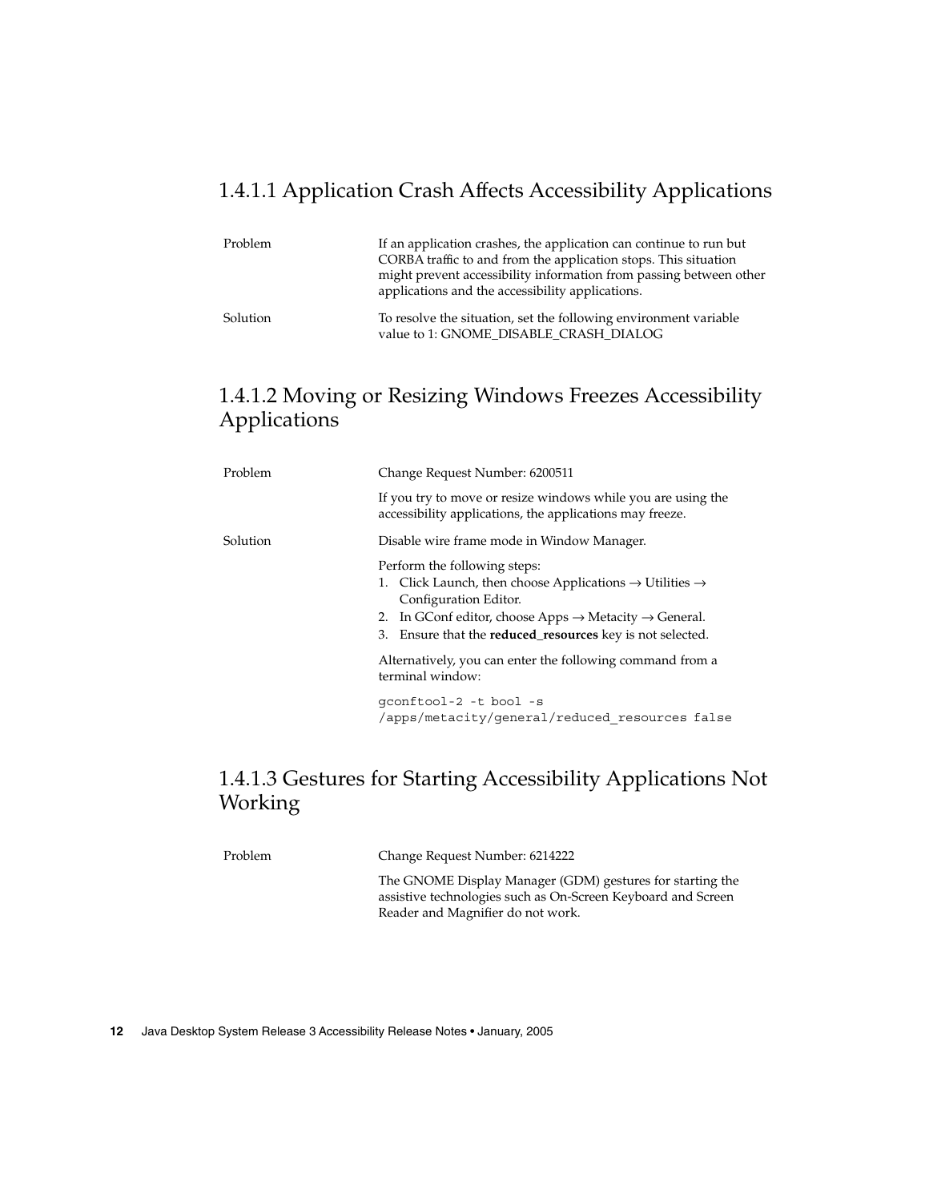### 1.4.1.1 Application Crash Affects Accessibility Applications

| | |
|---|---|
| Problem | If an application crashes, the application can continue to run but CORBA traffic to and from the application stops. This situation might prevent accessibility information from passing between other applications and the accessibility applications. |
| Solution | To resolve the situation, set the following environment variable value to 1: GNOME_DISABLE_CRASH_DIALOG |

### 1.4.1.2 Moving or Resizing Windows Freezes Accessibility Applications

Problem

Change Request Number: 6200511

If you try to move or resize windows while you are using the accessibility applications, the applications may freeze.

Solution

Disable wire frame mode in Window Manager.

Perform the following steps:

1. Click Launch, then choose Applications → Utilities → Configuration Editor.
2. In GConf editor, choose Apps → Metacity → General.
3. Ensure that the **reduced_resources** key is not selected.

Alternatively, you can enter the following command from a terminal window:

```
gconftool-2 -t bool -s
/apps/metacity/general/reduced_resources false
```

### 1.4.1.3 Gestures for Starting Accessibility Applications Not Working

Problem

Change Request Number: 6214222

The GNOME Display Manager (GDM) gestures for starting the assistive technologies such as On-Screen Keyboard and Screen Reader and Magnifier do not work.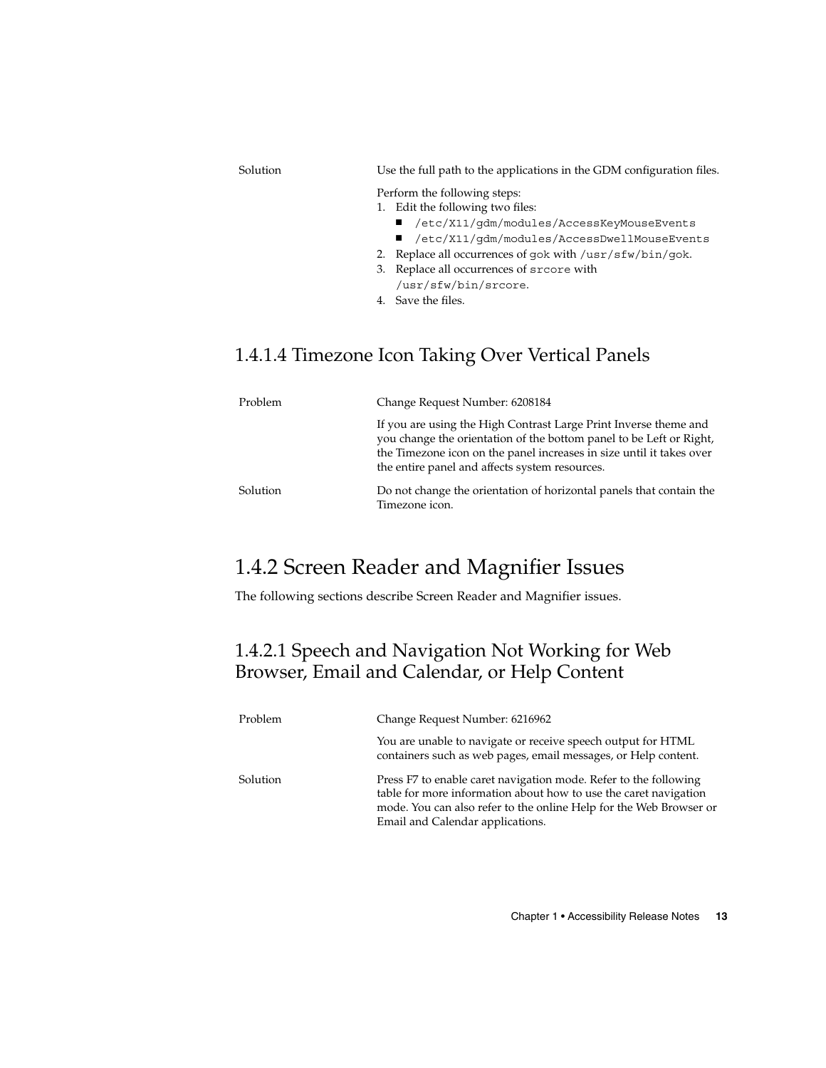Solution

Use the full path to the applications in the GDM configuration files.

Perform the following steps:

1. Edit the following two files:
   - `/etc/X11/gdm/modules/AccessKeyMouseEvents`
   - `/etc/X11/gdm/modules/AccessDwellMouseEvents`
2. Replace all occurrences of `gok` with `/usr/sfw/bin/gok`.
3. Replace all occurrences of `srcore` with `/usr/sfw/bin/srcore`.
4. Save the files.

#### 1.4.1.4 Timezone Icon Taking Over Vertical Panels

Problem

Change Request Number: 6208184

If you are using the High Contrast Large Print Inverse theme and you change the orientation of the bottom panel to be Left or Right, the Timezone icon on the panel increases in size until it takes over the entire panel and affects system resources.

Solution

Do not change the orientation of horizontal panels that contain the Timezone icon.

### 1.4.2 Screen Reader and Magnifier Issues

The following sections describe Screen Reader and Magnifier issues.

#### 1.4.2.1 Speech and Navigation Not Working for Web Browser, Email and Calendar, or Help Content

Problem

Change Request Number: 6216962

You are unable to navigate or receive speech output for HTML containers such as web pages, email messages, or Help content.

Solution

Press F7 to enable caret navigation mode. Refer to the following table for more information about how to use the caret navigation mode. You can also refer to the online Help for the Web Browser or Email and Calendar applications.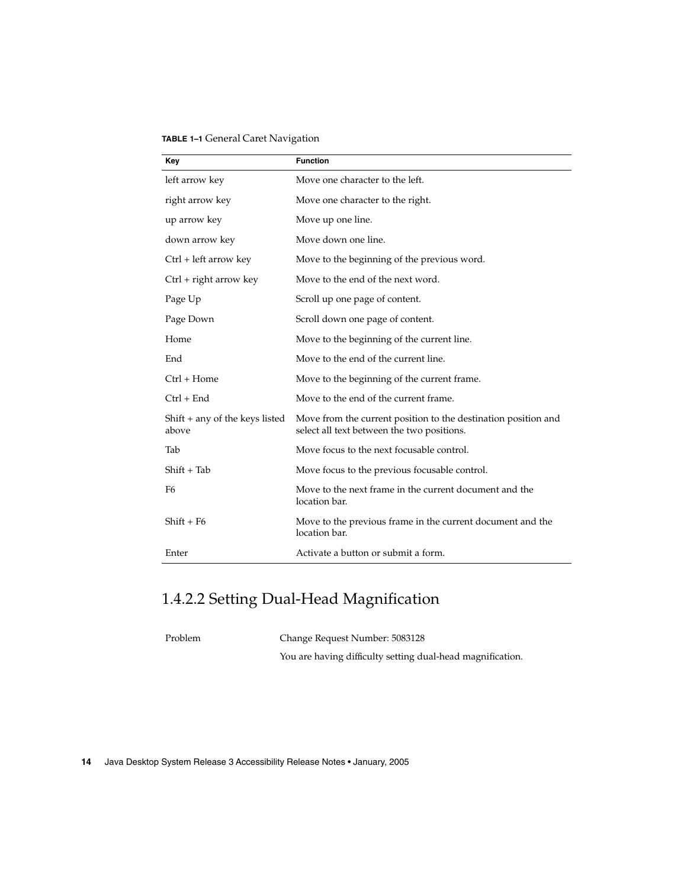**TABLE 1–1** General Caret Navigation

| Key | Function |
| --- | --- |
| left arrow key | Move one character to the left. |
| right arrow key | Move one character to the right. |
| up arrow key | Move up one line. |
| down arrow key | Move down one line. |
| Ctrl + left arrow key | Move to the beginning of the previous word. |
| Ctrl + right arrow key | Move to the end of the next word. |
| Page Up | Scroll up one page of content. |
| Page Down | Scroll down one page of content. |
| Home | Move to the beginning of the current line. |
| End | Move to the end of the current line. |
| Ctrl + Home | Move to the beginning of the current frame. |
| Ctrl + End | Move to the end of the current frame. |
| Shift + any of the keys listed above | Move from the current position to the destination position and select all text between the two positions. |
| Tab | Move focus to the next focusable control. |
| Shift + Tab | Move focus to the previous focusable control. |
| F6 | Move to the next frame in the current document and the location bar. |
| Shift + F6 | Move to the previous frame in the current document and the location bar. |
| Enter | Activate a button or submit a form. |

### 1.4.2.2 Setting Dual-Head Magnification

| Problem | Change Request Number: 5083128 |
| --- | --- |
| | You are having difficulty setting dual-head magnification. |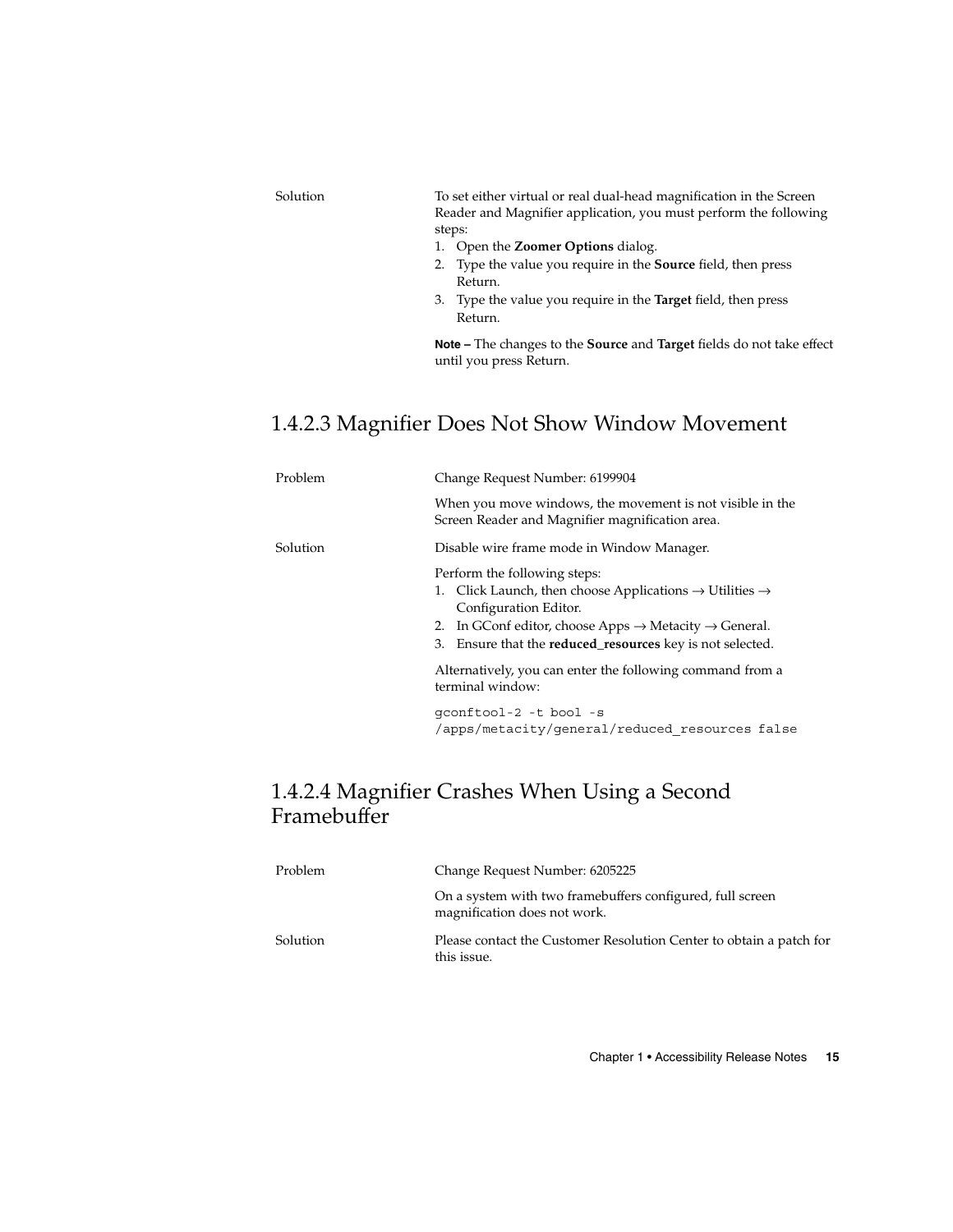| | |
|---|---|
| Solution | To set either virtual or real dual-head magnification in the Screen Reader and Magnifier application, you must perform the following steps:<br>1. Open the **Zoomer Options** dialog.<br>2. Type the value you require in the **Source** field, then press Return.<br>3. Type the value you require in the **Target** field, then press Return.<br><br>**Note –** The changes to the **Source** and **Target** fields do not take effect until you press Return. |

### 1.4.2.3 Magnifier Does Not Show Window Movement

| | |
|---|---|
| Problem | Change Request Number: 6199904<br><br>When you move windows, the movement is not visible in the Screen Reader and Magnifier magnification area. |
| Solution | Disable wire frame mode in Window Manager.<br><br>Perform the following steps:<br>1. Click Launch, then choose Applications → Utilities → Configuration Editor.<br>2. In GConf editor, choose Apps → Metacity → General.<br>3. Ensure that the **reduced_resources** key is not selected.<br><br>Alternatively, you can enter the following command from a terminal window:<br><br>`gconftool-2 -t bool -s /apps/metacity/general/reduced_resources false` |

### 1.4.2.4 Magnifier Crashes When Using a Second Framebuffer

| | |
|---|---|
| Problem | Change Request Number: 6205225<br><br>On a system with two framebuffers configured, full screen magnification does not work. |
| Solution | Please contact the Customer Resolution Center to obtain a patch for this issue. |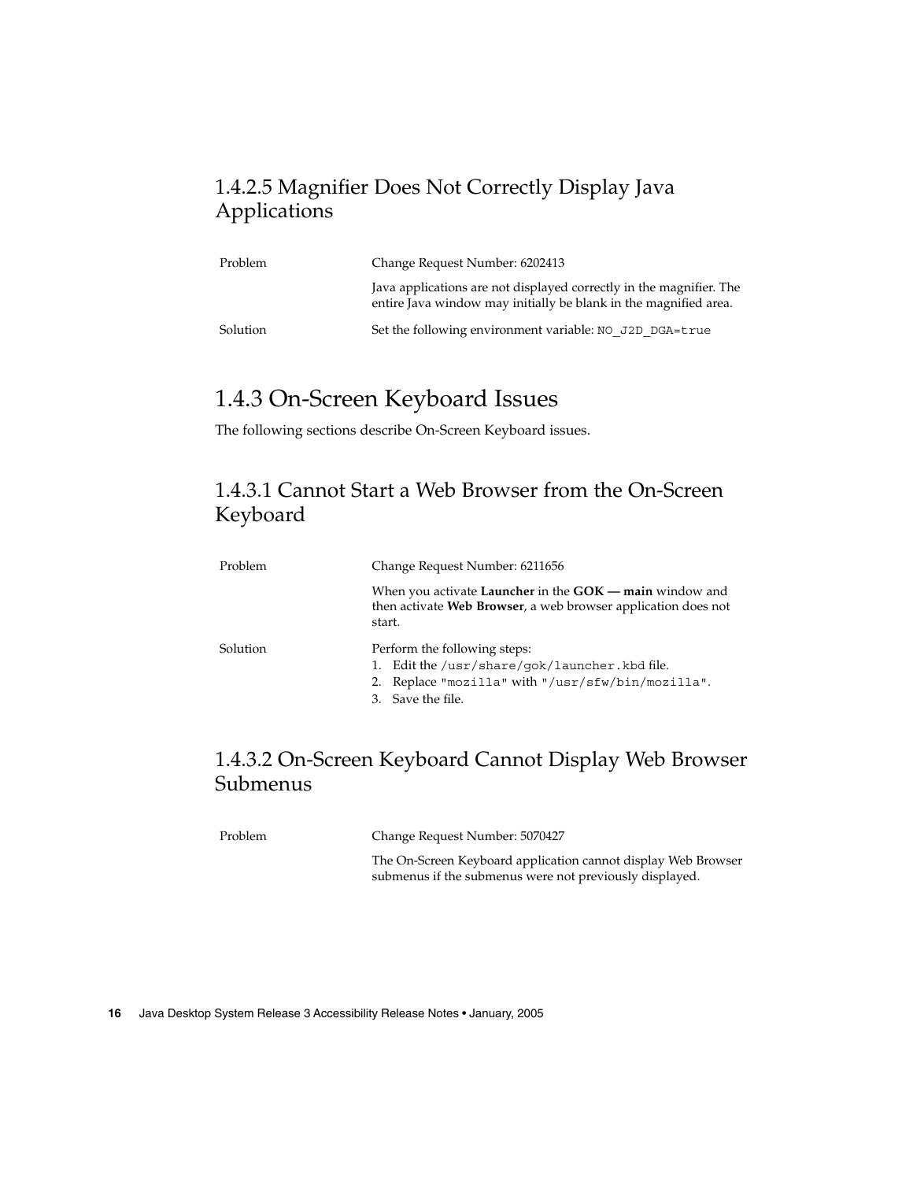### 1.4.2.5 Magnifier Does Not Correctly Display Java Applications

| | |
|---|---|
| Problem | Change Request Number: 6202413<br><br>Java applications are not displayed correctly in the magnifier. The entire Java window may initially be blank in the magnified area. |
| Solution | Set the following environment variable: `NO_J2D_DGA=true` |

## 1.4.3 On-Screen Keyboard Issues

The following sections describe On-Screen Keyboard issues.

### 1.4.3.1 Cannot Start a Web Browser from the On-Screen Keyboard

| | |
|---|---|
| Problem | Change Request Number: 6211656<br><br>When you activate **Launcher** in the **GOK — main** window and then activate **Web Browser**, a web browser application does not start. |
| Solution | Perform the following steps:<br>1. Edit the `/usr/share/gok/launcher.kbd` file.<br>2. Replace `"mozilla"` with `"/usr/sfw/bin/mozilla"`.<br>3. Save the file. |

### 1.4.3.2 On-Screen Keyboard Cannot Display Web Browser Submenus

| | |
|---|---|
| Problem | Change Request Number: 5070427<br><br>The On-Screen Keyboard application cannot display Web Browser submenus if the submenus were not previously displayed. |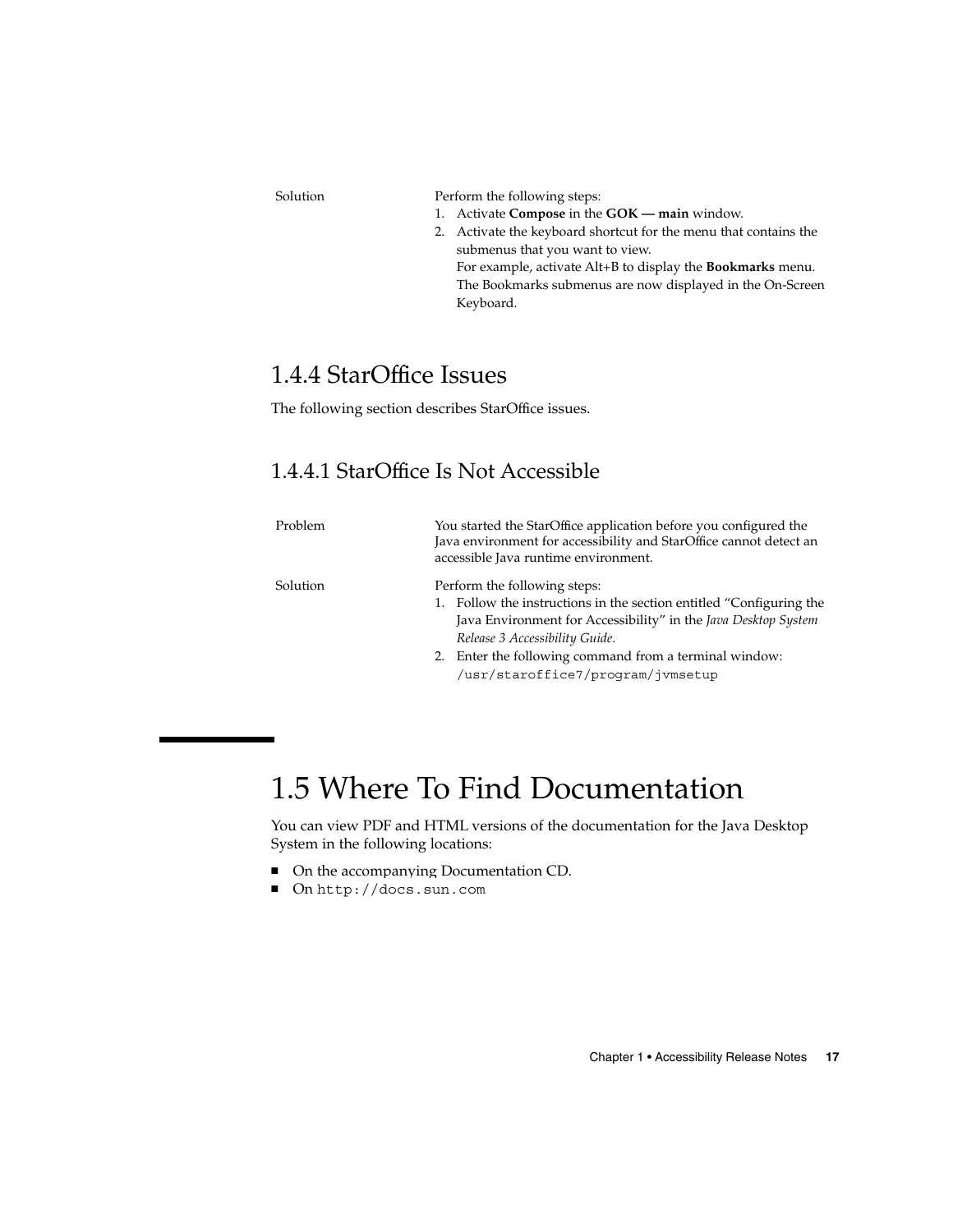| | |
|---|---|
| Solution | Perform the following steps:<br>1. Activate **Compose** in the **GOK — main** window.<br>2. Activate the keyboard shortcut for the menu that contains the submenus that you want to view.<br>For example, activate Alt+B to display the **Bookmarks** menu. The Bookmarks submenus are now displayed in the On-Screen Keyboard. |

### 1.4.4 StarOffice Issues

The following section describes StarOffice issues.

#### 1.4.4.1 StarOffice Is Not Accessible

| | |
|---|---|
| Problem | You started the StarOffice application before you configured the Java environment for accessibility and StarOffice cannot detect an accessible Java runtime environment. |
| Solution | Perform the following steps:<br>1. Follow the instructions in the section entitled "Configuring the Java Environment for Accessibility" in the *Java Desktop System Release 3 Accessibility Guide*.<br>2. Enter the following command from a terminal window:<br>`/usr/staroffice7/program/jvmsetup` |

## 1.5 Where To Find Documentation

You can view PDF and HTML versions of the documentation for the Java Desktop System in the following locations:

- On the accompanying Documentation CD.
- On `http://docs.sun.com`